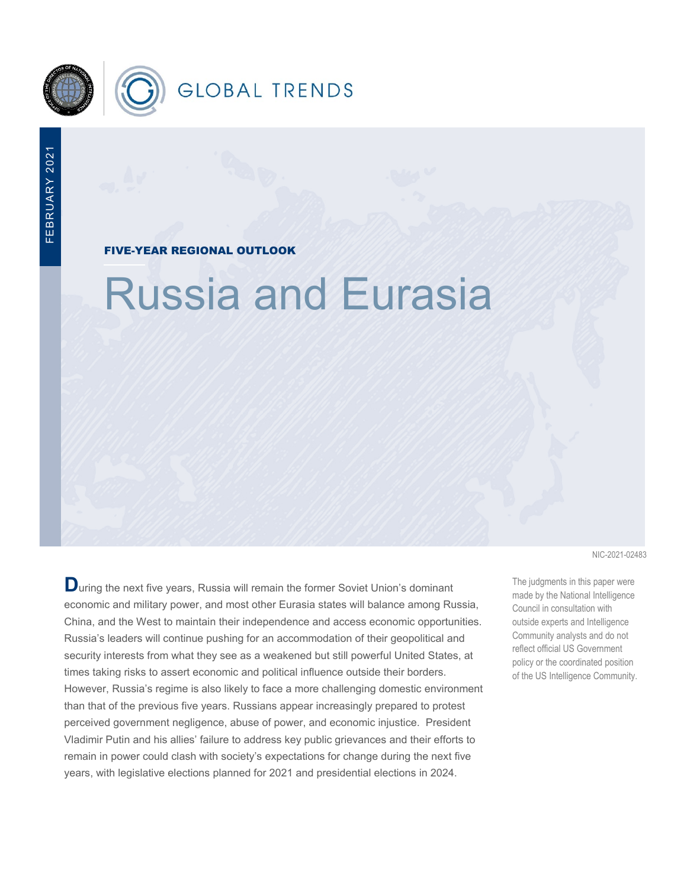GLOBAL TRENDS

FEBRUARY 2021

**FIVE-YEAR REGIONAL OUTLOOK**

# Russia and Eurasia

NIC-2021-02483

During the next five years, Russia will remain the former Soviet Union's dominant economic and military power, and most other Eurasia states will balance among Russia, China, and the West to maintain their independence and access economic opportunities. Russia's leaders will continue pushing for an accommodation of their geopolitical and security interests from what they see as a weakened but still powerful United States, at times taking risks to assert economic and political influence outside their borders. However, Russia's regime is also likely to face a more challenging domestic environment than that of the previous five years. Russians appear increasingly prepared to protest perceived government negligence, abuse of power, and economic injustice. President Vladimir Putin and his allies' failure to address key public grievances and their efforts to remain in power could clash with society's expectations for change during the next five years, with legislative elections planned for 2021 and presidential elections in 2024.

The judgments in this paper were made by the National Intelligence Council in consultation with outside experts and Intelligence Community analysts and do not reflect official US Government policy or the coordinated position of the US Intelligence Community.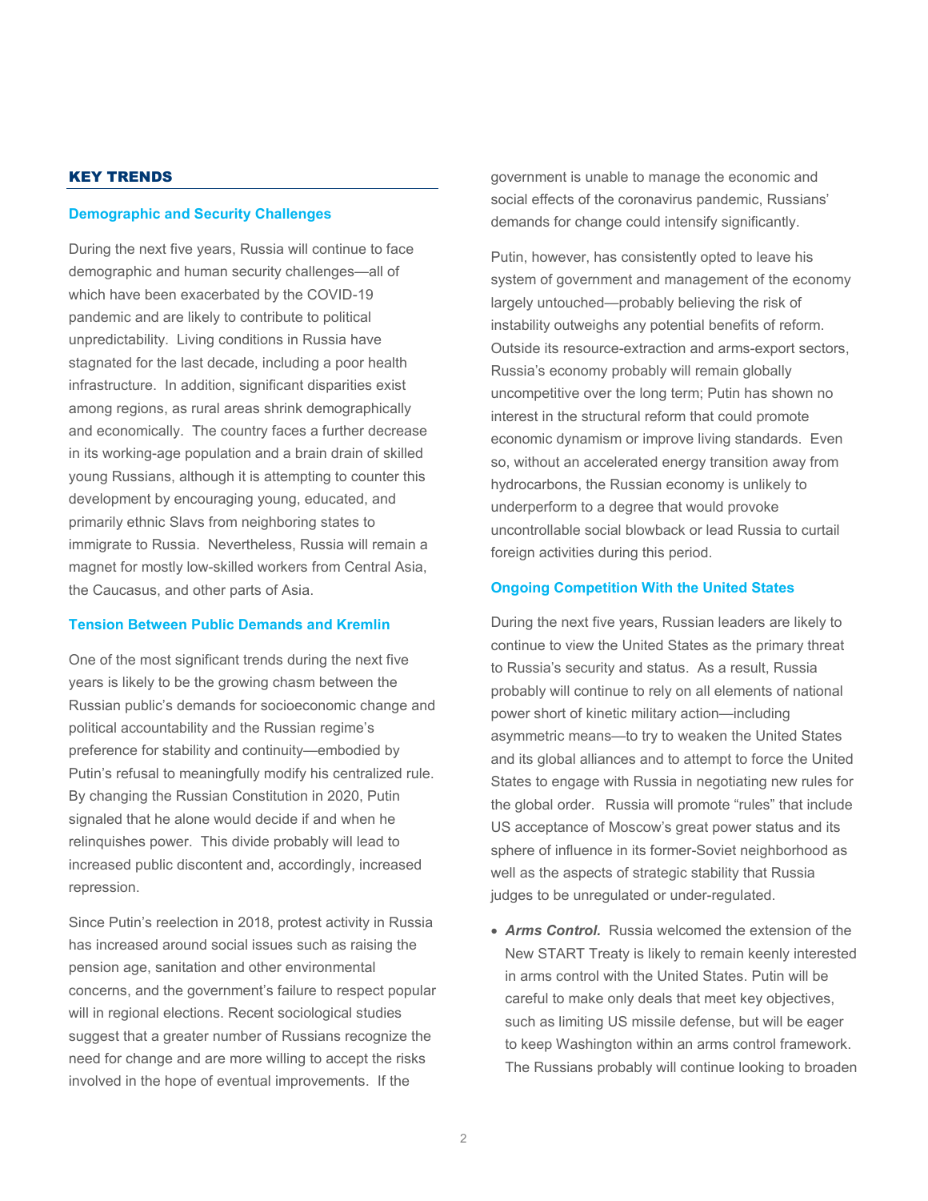## KEY TRENDS

### Demographic and Security Challenges

During the next five years, Russia will continue to face demographic and human security challenges—all of which have been exacerbated by the COVID-19 pandemic and are likely to contribute to political unpredictability. Living conditions in Russia have stagnated for the last decade, including a poor health infrastructure. In addition, significant disparities exist among regions, as rural areas shrink demographically and economically. The country faces a further decrease in its working-age population and a brain drain of skilled young Russians, although it is attempting to counter this development by encouraging young, educated, and primarily ethnic Slavs from neighboring states to immigrate to Russia. Nevertheless, Russia will remain a magnet for mostly low-skilled workers from Central Asia, the Caucasus, and other parts of Asia.

### Tension Between Public Demands and Kremlin

One of the most significant trends during the next five years is likely to be the growing chasm between the Russian public's demands for socioeconomic change and political accountability and the Russian regime's preference for stability and continuity—embodied by Putin's refusal to meaningfully modify his centralized rule. By changing the Russian Constitution in 2020, Putin signaled that he alone would decide if and when he relinquishes power. This divide probably will lead to increased public discontent and, accordingly, increased repression.

Since Putin's reelection in 2018, protest activity in Russia has increased around social issues such as raising the pension age, sanitation and other environmental concerns, and the government's failure to respect popular will in regional elections. Recent sociological studies suggest that a greater number of Russians recognize the need for change and are more willing to accept the risks involved in the hope of eventual improvements. If the government is unable to manage the economic and social effects of the coronavirus pandemic, Russians' demands for change could intensify significantly.

Putin, however, has consistently opted to leave his system of government and management of the economy largely untouched—probably believing the risk of instability outweighs any potential benefits of reform. Outside its resource-extraction and arms-export sectors, Russia's economy probably will remain globally uncompetitive over the long term; Putin has shown no interest in the structural reform that could promote economic dynamism or improve living standards. Even so, without an accelerated energy transition away from hydrocarbons, the Russian economy is unlikely to underperform to a degree that would provoke uncontrollable social blowback or lead Russia to curtail foreign activities during this period.

### Ongoing Competition With the United States

During the next five years, Russian leaders are likely to continue to view the United States as the primary threat to Russia's security and status. As a result, Russia probably will continue to rely on all elements of national power short of kinetic military action—including asymmetric means—to try to weaken the United States and its global alliances and to attempt to force the United States to engage with Russia in negotiating new rules for the global order. Russia will promote "rules" that include US acceptance of Moscow's great power status and its sphere of influence in its former-Soviet neighborhood as well as the aspects of strategic stability that Russia judges to be unregulated or under-regulated.

- ***Arms Control.*** Russia welcomed the extension of the New START Treaty is likely to remain keenly interested in arms control with the United States. Putin will be careful to make only deals that meet key objectives, such as limiting US missile defense, but will be eager to keep Washington within an arms control framework. The Russians probably will continue looking to broaden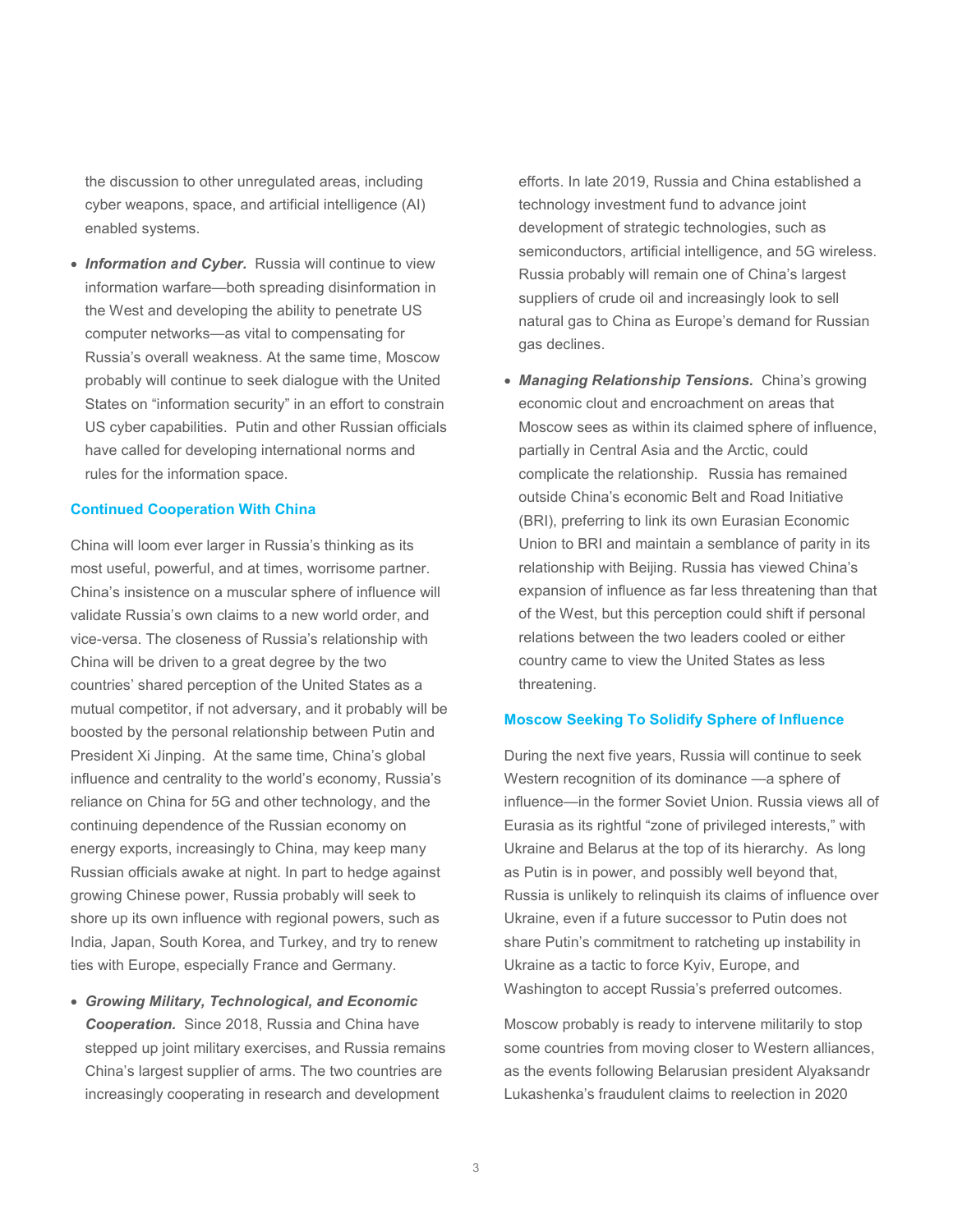the discussion to other unregulated areas, including cyber weapons, space, and artificial intelligence (AI) enabled systems.

- ***Information and Cyber.*** Russia will continue to view information warfare—both spreading disinformation in the West and developing the ability to penetrate US computer networks—as vital to compensating for Russia's overall weakness. At the same time, Moscow probably will continue to seek dialogue with the United States on "information security" in an effort to constrain US cyber capabilities. Putin and other Russian officials have called for developing international norms and rules for the information space.

## Continued Cooperation With China

China will loom ever larger in Russia's thinking as its most useful, powerful, and at times, worrisome partner. China's insistence on a muscular sphere of influence will validate Russia's own claims to a new world order, and vice-versa. The closeness of Russia's relationship with China will be driven to a great degree by the two countries' shared perception of the United States as a mutual competitor, if not adversary, and it probably will be boosted by the personal relationship between Putin and President Xi Jinping. At the same time, China's global influence and centrality to the world's economy, Russia's reliance on China for 5G and other technology, and the continuing dependence of the Russian economy on energy exports, increasingly to China, may keep many Russian officials awake at night. In part to hedge against growing Chinese power, Russia probably will seek to shore up its own influence with regional powers, such as India, Japan, South Korea, and Turkey, and try to renew ties with Europe, especially France and Germany.

- ***Growing Military, Technological, and Economic Cooperation.*** Since 2018, Russia and China have stepped up joint military exercises, and Russia remains China's largest supplier of arms. The two countries are increasingly cooperating in research and development efforts. In late 2019, Russia and China established a technology investment fund to advance joint development of strategic technologies, such as semiconductors, artificial intelligence, and 5G wireless. Russia probably will remain one of China's largest suppliers of crude oil and increasingly look to sell natural gas to China as Europe's demand for Russian gas declines.

- ***Managing Relationship Tensions.*** China's growing economic clout and encroachment on areas that Moscow sees as within its claimed sphere of influence, partially in Central Asia and the Arctic, could complicate the relationship. Russia has remained outside China's economic Belt and Road Initiative (BRI), preferring to link its own Eurasian Economic Union to BRI and maintain a semblance of parity in its relationship with Beijing. Russia has viewed China's expansion of influence as far less threatening than that of the West, but this perception could shift if personal relations between the two leaders cooled or either country came to view the United States as less threatening.

## Moscow Seeking To Solidify Sphere of Influence

During the next five years, Russia will continue to seek Western recognition of its dominance —a sphere of influence—in the former Soviet Union. Russia views all of Eurasia as its rightful "zone of privileged interests," with Ukraine and Belarus at the top of its hierarchy. As long as Putin is in power, and possibly well beyond that, Russia is unlikely to relinquish its claims of influence over Ukraine, even if a future successor to Putin does not share Putin's commitment to ratcheting up instability in Ukraine as a tactic to force Kyiv, Europe, and Washington to accept Russia's preferred outcomes.

Moscow probably is ready to intervene militarily to stop some countries from moving closer to Western alliances, as the events following Belarusian president Alyaksandr Lukashenka's fraudulent claims to reelection in 2020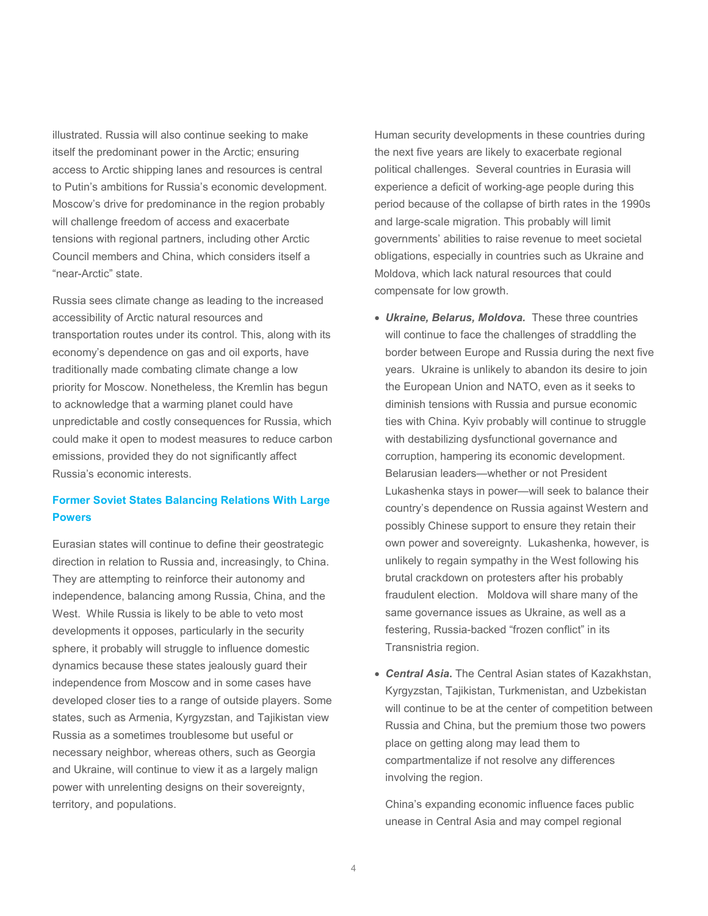illustrated. Russia will also continue seeking to make itself the predominant power in the Arctic; ensuring access to Arctic shipping lanes and resources is central to Putin's ambitions for Russia's economic development. Moscow's drive for predominance in the region probably will challenge freedom of access and exacerbate tensions with regional partners, including other Arctic Council members and China, which considers itself a "near-Arctic" state.

Russia sees climate change as leading to the increased accessibility of Arctic natural resources and transportation routes under its control. This, along with its economy's dependence on gas and oil exports, have traditionally made combating climate change a low priority for Moscow. Nonetheless, the Kremlin has begun to acknowledge that a warming planet could have unpredictable and costly consequences for Russia, which could make it open to modest measures to reduce carbon emissions, provided they do not significantly affect Russia's economic interests.

### Former Soviet States Balancing Relations With Large Powers

Eurasian states will continue to define their geostrategic direction in relation to Russia and, increasingly, to China. They are attempting to reinforce their autonomy and independence, balancing among Russia, China, and the West. While Russia is likely to be able to veto most developments it opposes, particularly in the security sphere, it probably will struggle to influence domestic dynamics because these states jealously guard their independence from Moscow and in some cases have developed closer ties to a range of outside players. Some states, such as Armenia, Kyrgyzstan, and Tajikistan view Russia as a sometimes troublesome but useful or necessary neighbor, whereas others, such as Georgia and Ukraine, will continue to view it as a largely malign power with unrelenting designs on their sovereignty, territory, and populations.

Human security developments in these countries during the next five years are likely to exacerbate regional political challenges. Several countries in Eurasia will experience a deficit of working-age people during this period because of the collapse of birth rates in the 1990s and large-scale migration. This probably will limit governments' abilities to raise revenue to meet societal obligations, especially in countries such as Ukraine and Moldova, which lack natural resources that could compensate for low growth.

- ***Ukraine, Belarus, Moldova.*** These three countries will continue to face the challenges of straddling the border between Europe and Russia during the next five years. Ukraine is unlikely to abandon its desire to join the European Union and NATO, even as it seeks to diminish tensions with Russia and pursue economic ties with China. Kyiv probably will continue to struggle with destabilizing dysfunctional governance and corruption, hampering its economic development. Belarusian leaders—whether or not President Lukashenka stays in power—will seek to balance their country's dependence on Russia against Western and possibly Chinese support to ensure they retain their own power and sovereignty. Lukashenka, however, is unlikely to regain sympathy in the West following his brutal crackdown on protesters after his probably fraudulent election. Moldova will share many of the same governance issues as Ukraine, as well as a festering, Russia-backed "frozen conflict" in its Transnistria region.

- ***Central Asia.*** The Central Asian states of Kazakhstan, Kyrgyzstan, Tajikistan, Turkmenistan, and Uzbekistan will continue to be at the center of competition between Russia and China, but the premium those two powers place on getting along may lead them to compartmentalize if not resolve any differences involving the region.

  China's expanding economic influence faces public unease in Central Asia and may compel regional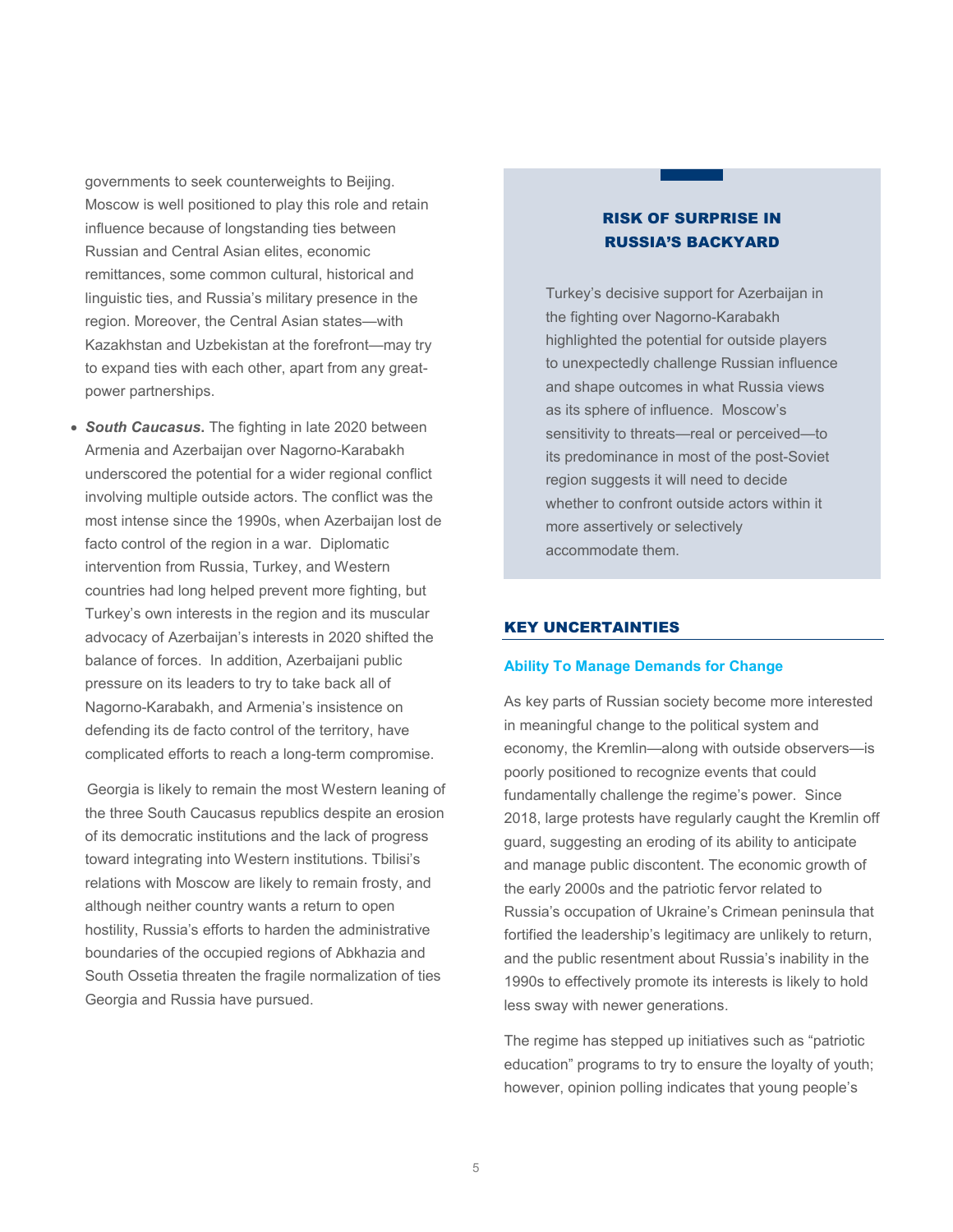governments to seek counterweights to Beijing. Moscow is well positioned to play this role and retain influence because of longstanding ties between Russian and Central Asian elites, economic remittances, some common cultural, historical and linguistic ties, and Russia's military presence in the region. Moreover, the Central Asian states—with Kazakhstan and Uzbekistan at the forefront—may try to expand ties with each other, apart from any great-power partnerships.

- ***South Caucasus*****.** The fighting in late 2020 between Armenia and Azerbaijan over Nagorno-Karabakh underscored the potential for a wider regional conflict involving multiple outside actors. The conflict was the most intense since the 1990s, when Azerbaijan lost de facto control of the region in a war. Diplomatic intervention from Russia, Turkey, and Western countries had long helped prevent more fighting, but Turkey's own interests in the region and its muscular advocacy of Azerbaijan's interests in 2020 shifted the balance of forces. In addition, Azerbaijani public pressure on its leaders to try to take back all of Nagorno-Karabakh, and Armenia's insistence on defending its de facto control of the territory, have complicated efforts to reach a long-term compromise.

  Georgia is likely to remain the most Western leaning of the three South Caucasus republics despite an erosion of its democratic institutions and the lack of progress toward integrating into Western institutions. Tbilisi's relations with Moscow are likely to remain frosty, and although neither country wants a return to open hostility, Russia's efforts to harden the administrative boundaries of the occupied regions of Abkhazia and South Ossetia threaten the fragile normalization of ties Georgia and Russia have pursued.

### RISK OF SURPRISE IN RUSSIA'S BACKYARD

Turkey's decisive support for Azerbaijan in the fighting over Nagorno-Karabakh highlighted the potential for outside players to unexpectedly challenge Russian influence and shape outcomes in what Russia views as its sphere of influence. Moscow's sensitivity to threats—real or perceived—to its predominance in most of the post-Soviet region suggests it will need to decide whether to confront outside actors within it more assertively or selectively accommodate them.

## KEY UNCERTAINTIES

### Ability To Manage Demands for Change

As key parts of Russian society become more interested in meaningful change to the political system and economy, the Kremlin—along with outside observers—is poorly positioned to recognize events that could fundamentally challenge the regime's power. Since 2018, large protests have regularly caught the Kremlin off guard, suggesting an eroding of its ability to anticipate and manage public discontent. The economic growth of the early 2000s and the patriotic fervor related to Russia's occupation of Ukraine's Crimean peninsula that fortified the leadership's legitimacy are unlikely to return, and the public resentment about Russia's inability in the 1990s to effectively promote its interests is likely to hold less sway with newer generations.

The regime has stepped up initiatives such as "patriotic education" programs to try to ensure the loyalty of youth; however, opinion polling indicates that young people's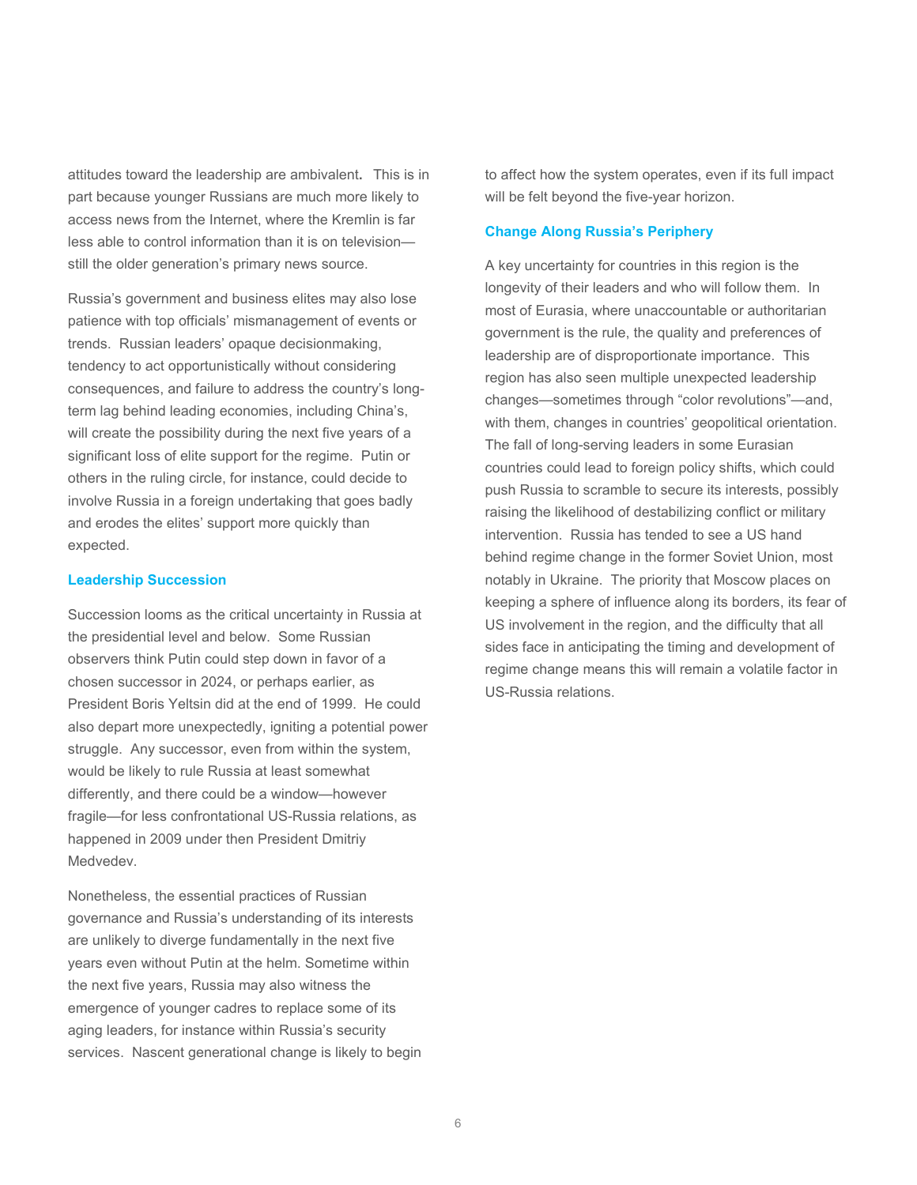attitudes toward the leadership are ambivalent**.** This is in part because younger Russians are much more likely to access news from the Internet, where the Kremlin is far less able to control information than it is on television—still the older generation's primary news source.

Russia's government and business elites may also lose patience with top officials' mismanagement of events or trends. Russian leaders' opaque decisionmaking, tendency to act opportunistically without considering consequences, and failure to address the country's long-term lag behind leading economies, including China's, will create the possibility during the next five years of a significant loss of elite support for the regime. Putin or others in the ruling circle, for instance, could decide to involve Russia in a foreign undertaking that goes badly and erodes the elites' support more quickly than expected.

### Leadership Succession

Succession looms as the critical uncertainty in Russia at the presidential level and below. Some Russian observers think Putin could step down in favor of a chosen successor in 2024, or perhaps earlier, as President Boris Yeltsin did at the end of 1999. He could also depart more unexpectedly, igniting a potential power struggle. Any successor, even from within the system, would be likely to rule Russia at least somewhat differently, and there could be a window—however fragile—for less confrontational US-Russia relations, as happened in 2009 under then President Dmitriy Medvedev.

Nonetheless, the essential practices of Russian governance and Russia's understanding of its interests are unlikely to diverge fundamentally in the next five years even without Putin at the helm. Sometime within the next five years, Russia may also witness the emergence of younger cadres to replace some of its aging leaders, for instance within Russia's security services. Nascent generational change is likely to begin to affect how the system operates, even if its full impact will be felt beyond the five-year horizon.

### Change Along Russia's Periphery

A key uncertainty for countries in this region is the longevity of their leaders and who will follow them. In most of Eurasia, where unaccountable or authoritarian government is the rule, the quality and preferences of leadership are of disproportionate importance. This region has also seen multiple unexpected leadership changes—sometimes through "color revolutions"—and, with them, changes in countries' geopolitical orientation. The fall of long-serving leaders in some Eurasian countries could lead to foreign policy shifts, which could push Russia to scramble to secure its interests, possibly raising the likelihood of destabilizing conflict or military intervention. Russia has tended to see a US hand behind regime change in the former Soviet Union, most notably in Ukraine. The priority that Moscow places on keeping a sphere of influence along its borders, its fear of US involvement in the region, and the difficulty that all sides face in anticipating the timing and development of regime change means this will remain a volatile factor in US-Russia relations.